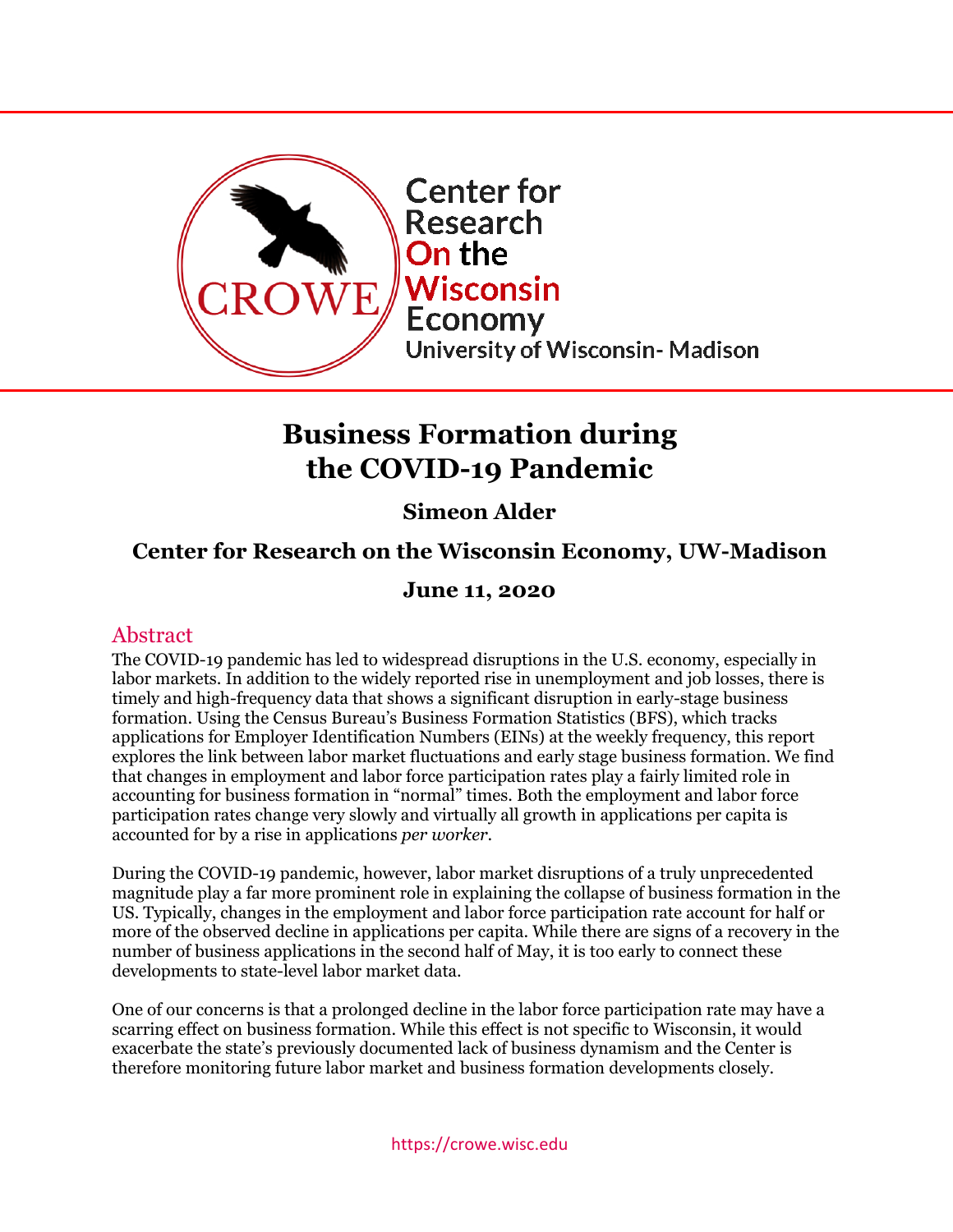Center for Research On the Wisconsin Economy
University of Wisconsin- Madison

# Business Formation during the COVID-19 Pandemic

**Simeon Alder**

**Center for Research on the Wisconsin Economy, UW-Madison**

**June 11, 2020**

## Abstract

The COVID-19 pandemic has led to widespread disruptions in the U.S. economy, especially in labor markets. In addition to the widely reported rise in unemployment and job losses, there is timely and high-frequency data that shows a significant disruption in early-stage business formation. Using the Census Bureau's Business Formation Statistics (BFS), which tracks applications for Employer Identification Numbers (EINs) at the weekly frequency, this report explores the link between labor market fluctuations and early stage business formation. We find that changes in employment and labor force participation rates play a fairly limited role in accounting for business formation in "normal" times. Both the employment and labor force participation rates change very slowly and virtually all growth in applications per capita is accounted for by a rise in applications *per worker*.

During the COVID-19 pandemic, however, labor market disruptions of a truly unprecedented magnitude play a far more prominent role in explaining the collapse of business formation in the US. Typically, changes in the employment and labor force participation rate account for half or more of the observed decline in applications per capita. While there are signs of a recovery in the number of business applications in the second half of May, it is too early to connect these developments to state-level labor market data.

One of our concerns is that a prolonged decline in the labor force participation rate may have a scarring effect on business formation. While this effect is not specific to Wisconsin, it would exacerbate the state's previously documented lack of business dynamism and the Center is therefore monitoring future labor market and business formation developments closely.

https://crowe.wisc.edu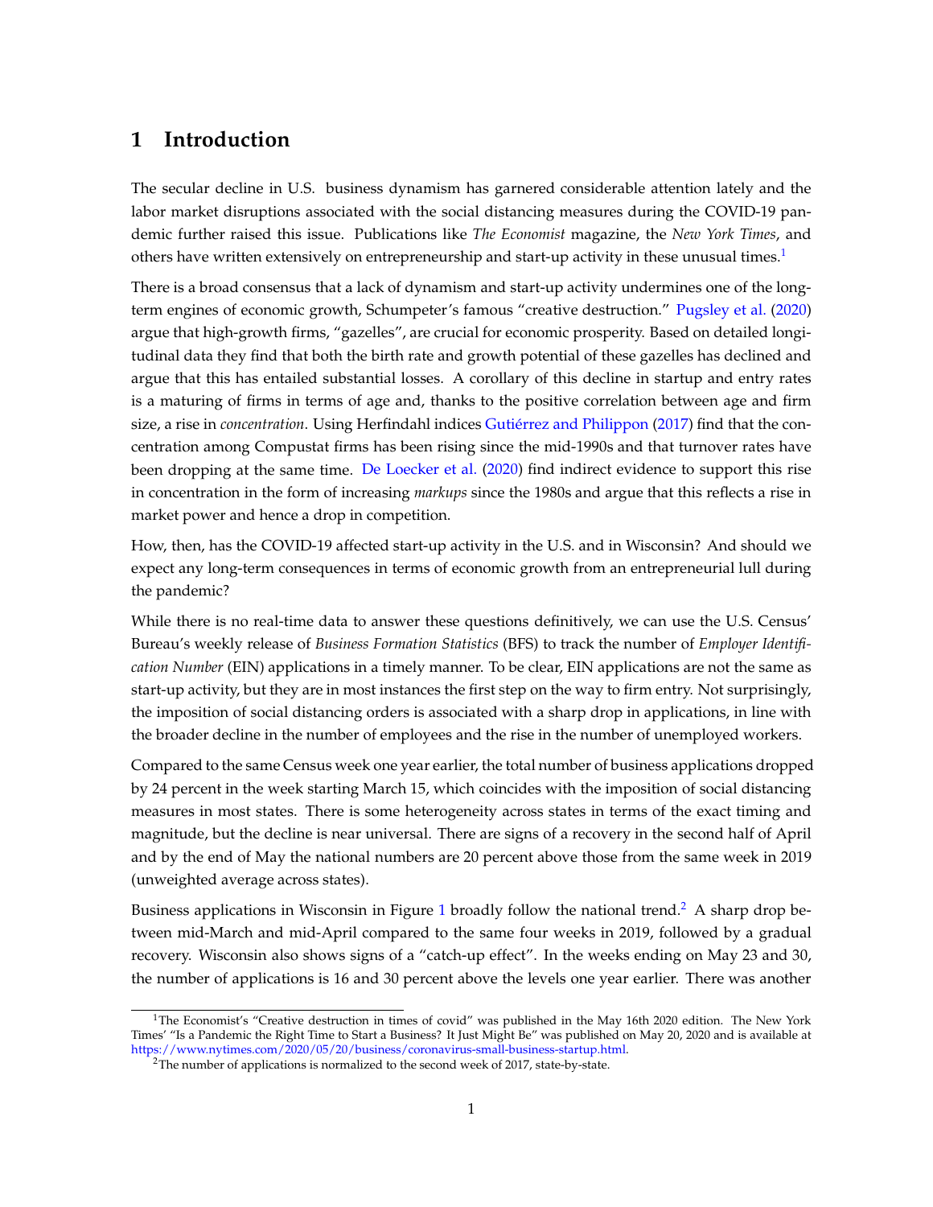# 1 Introduction

The secular decline in U.S. business dynamism has garnered considerable attention lately and the labor market disruptions associated with the social distancing measures during the COVID-19 pandemic further raised this issue. Publications like *The Economist* magazine, the *New York Times*, and others have written extensively on entrepreneurship and start-up activity in these unusual times.[1]

There is a broad consensus that a lack of dynamism and start-up activity undermines one of the long-term engines of economic growth, Schumpeter's famous "creative destruction." Pugsley et al. (2020) argue that high-growth firms, "gazelles", are crucial for economic prosperity. Based on detailed longitudinal data they find that both the birth rate and growth potential of these gazelles has declined and argue that this has entailed substantial losses. A corollary of this decline in startup and entry rates is a maturing of firms in terms of age and, thanks to the positive correlation between age and firm size, a rise in *concentration*. Using Herfindahl indices Gutiérrez and Philippon (2017) find that the concentration among Compustat firms has been rising since the mid-1990s and that turnover rates have been dropping at the same time. De Loecker et al. (2020) find indirect evidence to support this rise in concentration in the form of increasing *markups* since the 1980s and argue that this reflects a rise in market power and hence a drop in competition.

How, then, has the COVID-19 affected start-up activity in the U.S. and in Wisconsin? And should we expect any long-term consequences in terms of economic growth from an entrepreneurial lull during the pandemic?

While there is no real-time data to answer these questions definitively, we can use the U.S. Census' Bureau's weekly release of *Business Formation Statistics* (BFS) to track the number of *Employer Identification Number* (EIN) applications in a timely manner. To be clear, EIN applications are not the same as start-up activity, but they are in most instances the first step on the way to firm entry. Not surprisingly, the imposition of social distancing orders is associated with a sharp drop in applications, in line with the broader decline in the number of employees and the rise in the number of unemployed workers.

Compared to the same Census week one year earlier, the total number of business applications dropped by 24 percent in the week starting March 15, which coincides with the imposition of social distancing measures in most states. There is some heterogeneity across states in terms of the exact timing and magnitude, but the decline is near universal. There are signs of a recovery in the second half of April and by the end of May the national numbers are 20 percent above those from the same week in 2019 (unweighted average across states).

Business applications in Wisconsin in Figure 1 broadly follow the national trend.[2] A sharp drop between mid-March and mid-April compared to the same four weeks in 2019, followed by a gradual recovery. Wisconsin also shows signs of a "catch-up effect". In the weeks ending on May 23 and 30, the number of applications is 16 and 30 percent above the levels one year earlier. There was another

[1] The Economist's "Creative destruction in times of covid" was published in the May 16th 2020 edition. The New York Times' "Is a Pandemic the Right Time to Start a Business? It Just Might Be" was published on May 20, 2020 and is available at https://www.nytimes.com/2020/05/20/business/coronavirus-small-business-startup.html.

[2] The number of applications is normalized to the second week of 2017, state-by-state.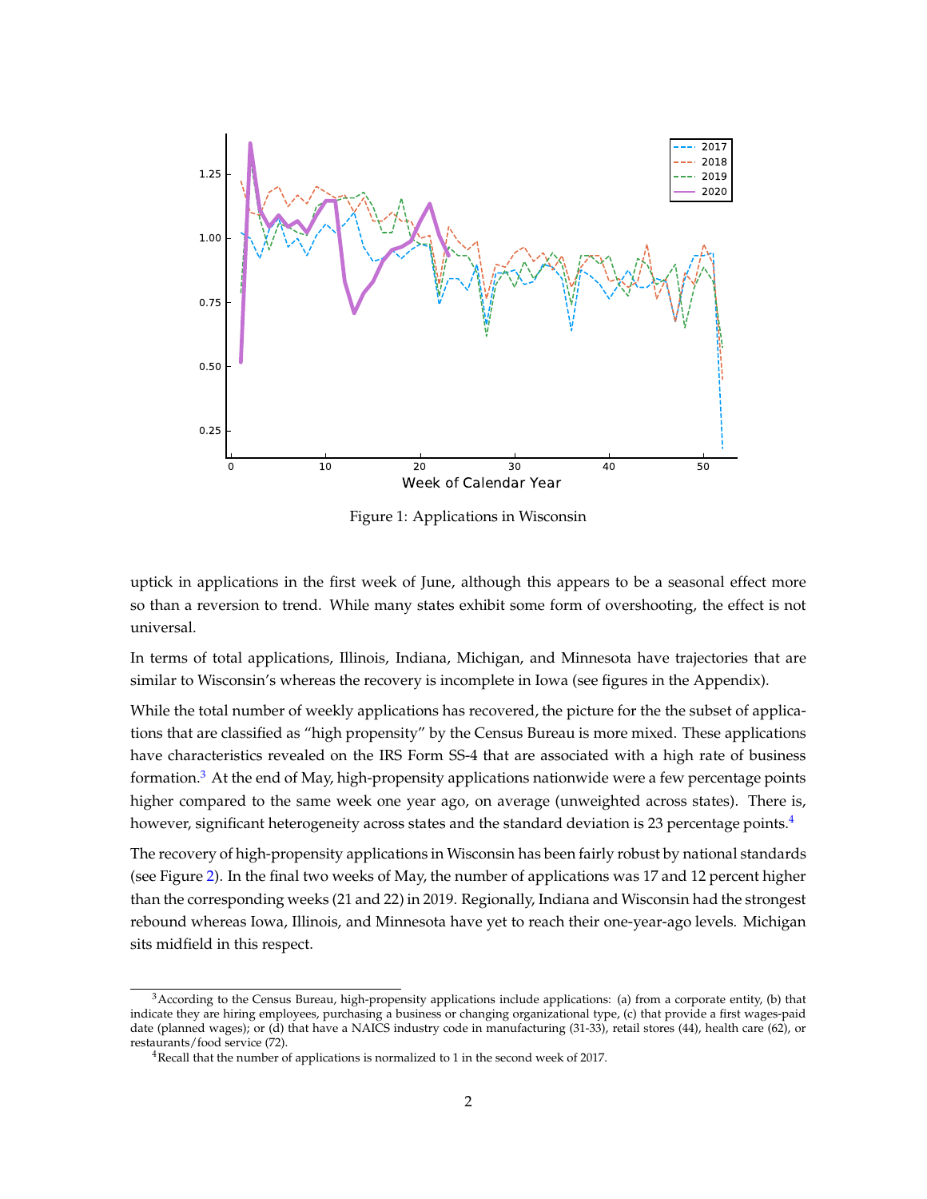Figure 1: Applications in Wisconsin

uptick in applications in the first week of June, although this appears to be a seasonal effect more so than a reversion to trend. While many states exhibit some form of overshooting, the effect is not universal.

In terms of total applications, Illinois, Indiana, Michigan, and Minnesota have trajectories that are similar to Wisconsin's whereas the recovery is incomplete in Iowa (see figures in the Appendix).

While the total number of weekly applications has recovered, the picture for the the subset of applications that are classified as "high propensity" by the Census Bureau is more mixed. These applications have characteristics revealed on the IRS Form SS-4 that are associated with a high rate of business formation.[3] At the end of May, high-propensity applications nationwide were a few percentage points higher compared to the same week one year ago, on average (unweighted across states). There is, however, significant heterogeneity across states and the standard deviation is 23 percentage points.[4]

The recovery of high-propensity applications in Wisconsin has been fairly robust by national standards (see Figure 2). In the final two weeks of May, the number of applications was 17 and 12 percent higher than the corresponding weeks (21 and 22) in 2019. Regionally, Indiana and Wisconsin had the strongest rebound whereas Iowa, Illinois, and Minnesota have yet to reach their one-year-ago levels. Michigan sits midfield in this respect.

[3] According to the Census Bureau, high-propensity applications include applications: (a) from a corporate entity, (b) that indicate they are hiring employees, purchasing a business or changing organizational type, (c) that provide a first wages-paid date (planned wages); or (d) that have a NAICS industry code in manufacturing (31-33), retail stores (44), health care (62), or restaurants/food service (72).

[4] Recall that the number of applications is normalized to 1 in the second week of 2017.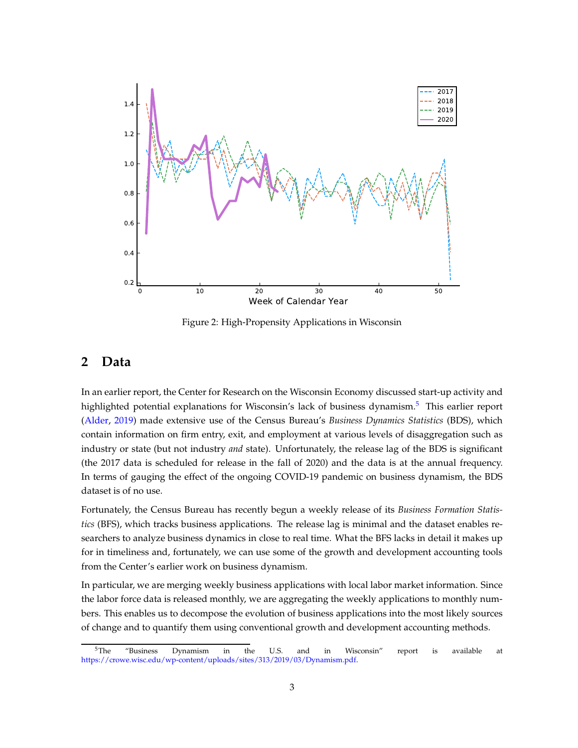Figure 2: High-Propensity Applications in Wisconsin

## 2 Data

In an earlier report, the Center for Research on the Wisconsin Economy discussed start-up activity and highlighted potential explanations for Wisconsin's lack of business dynamism.[5] This earlier report (Alder, 2019) made extensive use of the Census Bureau's *Business Dynamics Statistics* (BDS), which contain information on firm entry, exit, and employment at various levels of disaggregation such as industry or state (but not industry *and* state). Unfortunately, the release lag of the BDS is significant (the 2017 data is scheduled for release in the fall of 2020) and the data is at the annual frequency. In terms of gauging the effect of the ongoing COVID-19 pandemic on business dynamism, the BDS dataset is of no use.

Fortunately, the Census Bureau has recently begun a weekly release of its *Business Formation Statistics* (BFS), which tracks business applications. The release lag is minimal and the dataset enables researchers to analyze business dynamics in close to real time. What the BFS lacks in detail it makes up for in timeliness and, fortunately, we can use some of the growth and development accounting tools from the Center's earlier work on business dynamism.

In particular, we are merging weekly business applications with local labor market information. Since the labor force data is released monthly, we are aggregating the weekly applications to monthly numbers. This enables us to decompose the evolution of business applications into the most likely sources of change and to quantify them using conventional growth and development accounting methods.

[5] The "Business Dynamism in the U.S. and in Wisconsin" report is available at https://crowe.wisc.edu/wp-content/uploads/sites/313/2019/03/Dynamism.pdf.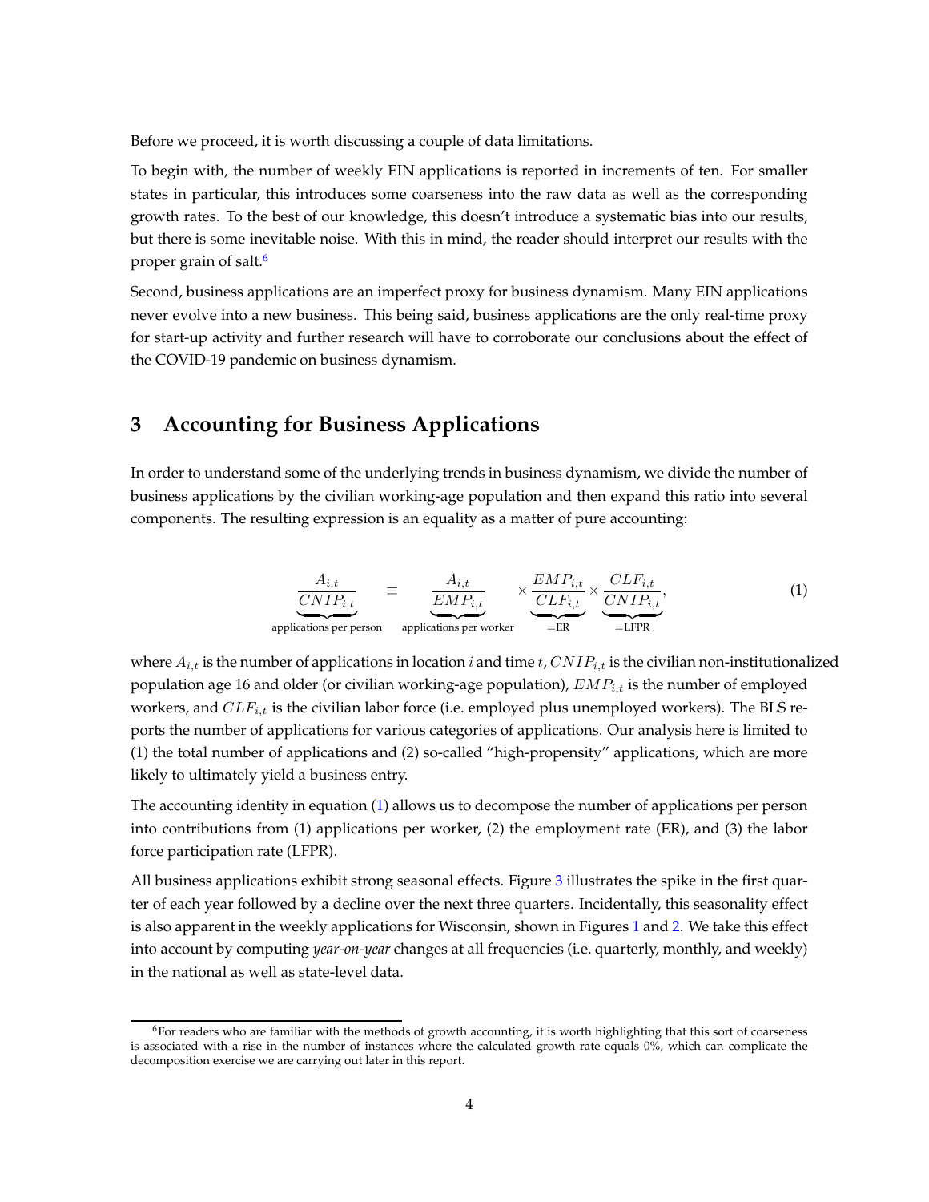Before we proceed, it is worth discussing a couple of data limitations.

To begin with, the number of weekly EIN applications is reported in increments of ten. For smaller states in particular, this introduces some coarseness into the raw data as well as the corresponding growth rates. To the best of our knowledge, this doesn't introduce a systematic bias into our results, but there is some inevitable noise. With this in mind, the reader should interpret our results with the proper grain of salt.[6]

Second, business applications are an imperfect proxy for business dynamism. Many EIN applications never evolve into a new business. This being said, business applications are the only real-time proxy for start-up activity and further research will have to corroborate our conclusions about the effect of the COVID-19 pandemic on business dynamism.

## 3 Accounting for Business Applications

In order to understand some of the underlying trends in business dynamism, we divide the number of business applications by the civilian working-age population and then expand this ratio into several components. The resulting expression is an equality as a matter of pure accounting:

$$\underbrace{\frac{A_{i,t}}{CNIP_{i,t}}}_{\text{applications per person}} \equiv \underbrace{\frac{A_{i,t}}{EMP_{i,t}}}_{\text{applications per worker}} \times \underbrace{\frac{EMP_{i,t}}{CLF_{i,t}}}_{=\text{ER}} \times \underbrace{\frac{CLF_{i,t}}{CNIP_{i,t}}}_{=\text{LFPR}}, \tag{1}$$

where $A_{i,t}$ is the number of applications in location $i$ and time $t$, $CNIP_{i,t}$ is the civilian non-institutionalized population age 16 and older (or civilian working-age population), $EMP_{i,t}$ is the number of employed workers, and $CLF_{i,t}$ is the civilian labor force (i.e. employed plus unemployed workers). The BLS reports the number of applications for various categories of applications. Our analysis here is limited to (1) the total number of applications and (2) so-called "high-propensity" applications, which are more likely to ultimately yield a business entry.

The accounting identity in equation (1) allows us to decompose the number of applications per person into contributions from (1) applications per worker, (2) the employment rate (ER), and (3) the labor force participation rate (LFPR).

All business applications exhibit strong seasonal effects. Figure 3 illustrates the spike in the first quarter of each year followed by a decline over the next three quarters. Incidentally, this seasonality effect is also apparent in the weekly applications for Wisconsin, shown in Figures 1 and 2. We take this effect into account by computing *year-on-year* changes at all frequencies (i.e. quarterly, monthly, and weekly) in the national as well as state-level data.

[6] For readers who are familiar with the methods of growth accounting, it is worth highlighting that this sort of coarseness is associated with a rise in the number of instances where the calculated growth rate equals 0%, which can complicate the decomposition exercise we are carrying out later in this report.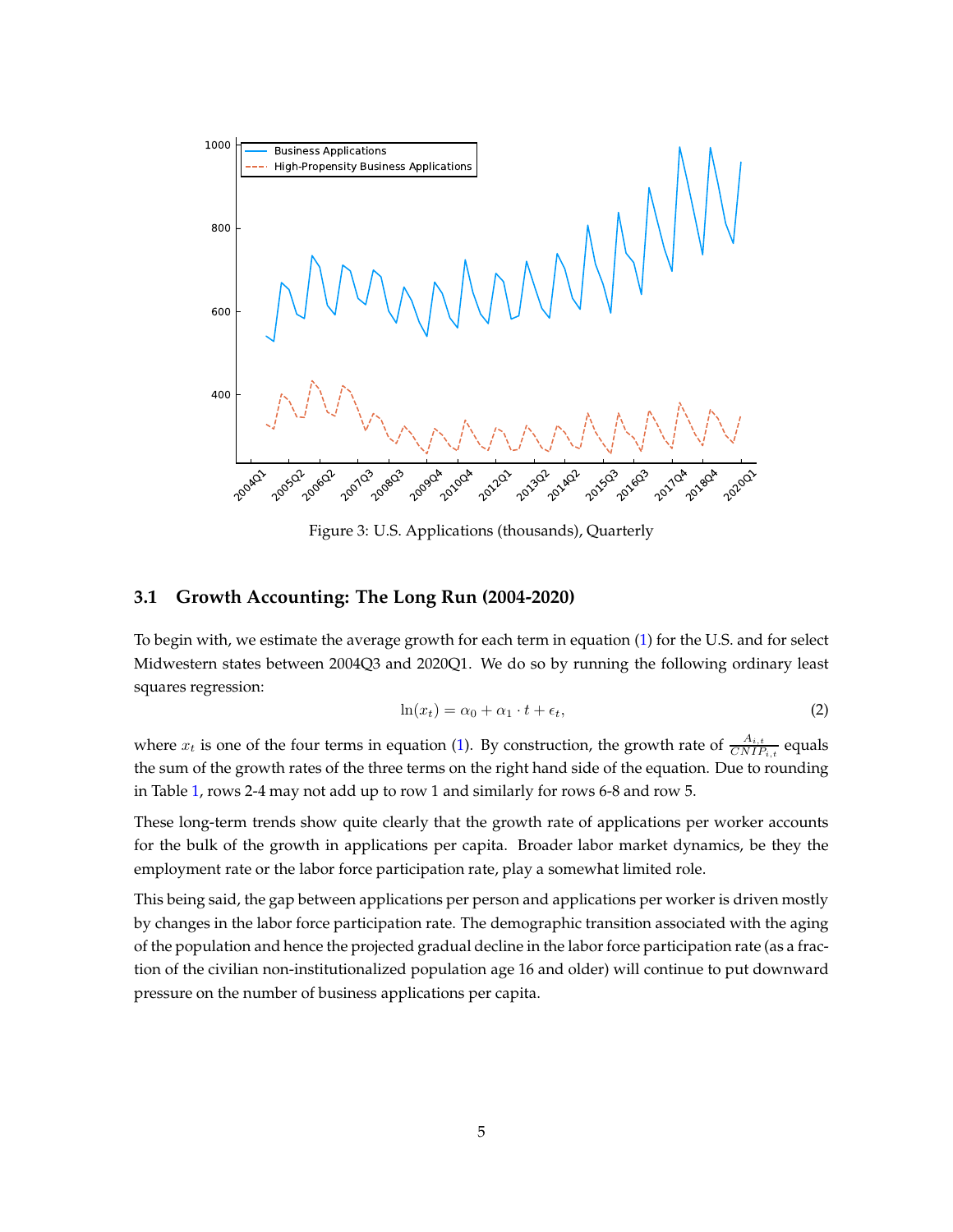Figure 3: U.S. Applications (thousands), Quarterly

### 3.1 Growth Accounting: The Long Run (2004-2020)

To begin with, we estimate the average growth for each term in equation (1) for the U.S. and for select Midwestern states between 2004Q3 and 2020Q1. We do so by running the following ordinary least squares regression:

$$\ln(x_t) = \alpha_0 + \alpha_1 \cdot t + \epsilon_t, \tag{2}$$

where $x_t$ is one of the four terms in equation (1). By construction, the growth rate of $\frac{A_{i,t}}{CNIP_{i,t}}$ equals the sum of the growth rates of the three terms on the right hand side of the equation. Due to rounding in Table 1, rows 2-4 may not add up to row 1 and similarly for rows 6-8 and row 5.

These long-term trends show quite clearly that the growth rate of applications per worker accounts for the bulk of the growth in applications per capita. Broader labor market dynamics, be they the employment rate or the labor force participation rate, play a somewhat limited role.

This being said, the gap between applications per person and applications per worker is driven mostly by changes in the labor force participation rate. The demographic transition associated with the aging of the population and hence the projected gradual decline in the labor force participation rate (as a fraction of the civilian non-institutionalized population age 16 and older) will continue to put downward pressure on the number of business applications per capita.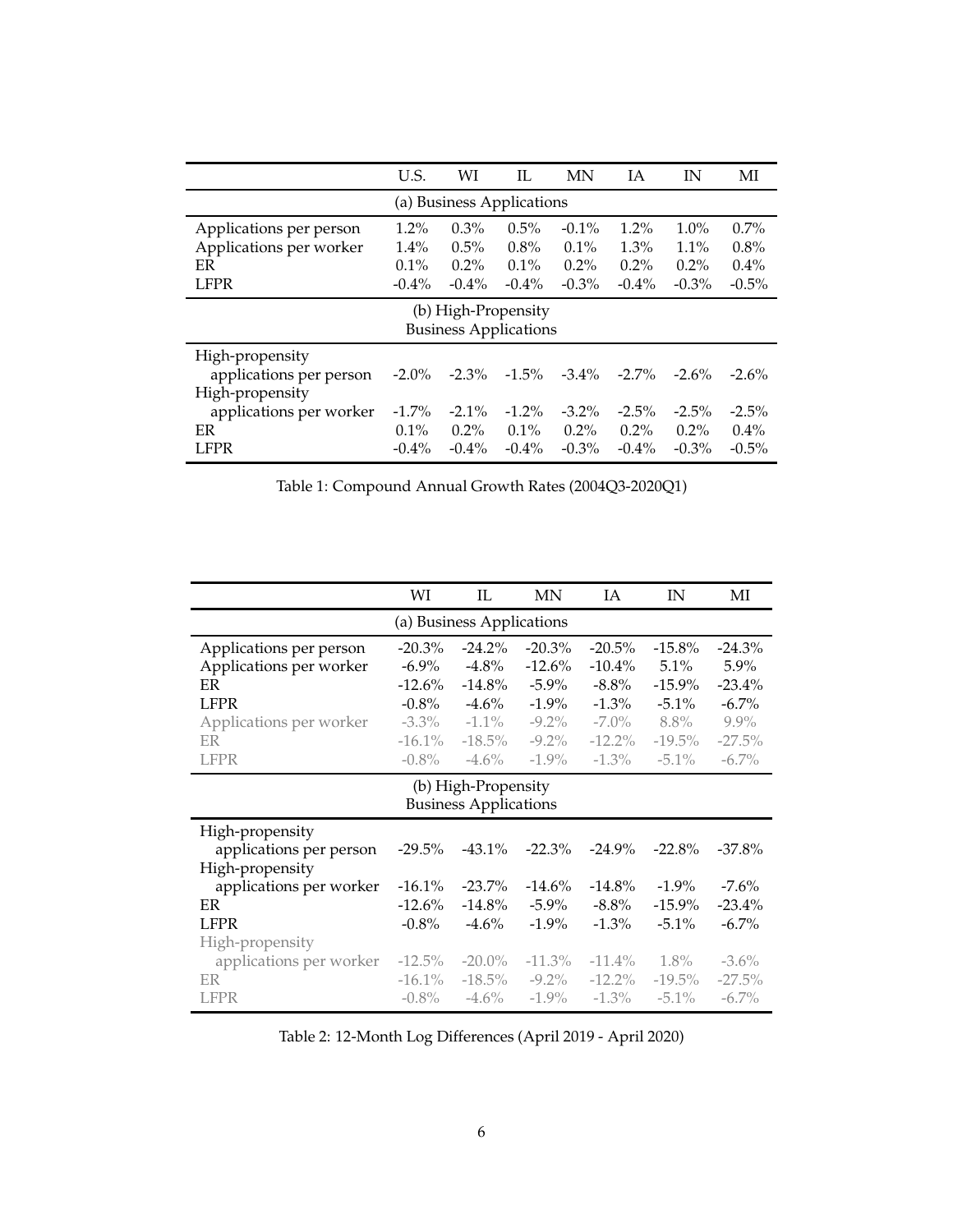| | U.S. | WI | IL | MN | IA | IN | MI |
|---|---|---|---|---|---|---|---|
| (a) Business Applications | | | | | | | |
| Applications per person | 1.2% | 0.3% | 0.5% | -0.1% | 1.2% | 1.0% | 0.7% |
| Applications per worker | 1.4% | 0.5% | 0.8% | 0.1% | 1.3% | 1.1% | 0.8% |
| ER | 0.1% | 0.2% | 0.1% | 0.2% | 0.2% | 0.2% | 0.4% |
| LFPR | -0.4% | -0.4% | -0.4% | -0.3% | -0.4% | -0.3% | -0.5% |
| (b) High-Propensity Business Applications | | | | | | | |
| High-propensity applications per person | -2.0% | -2.3% | -1.5% | -3.4% | -2.7% | -2.6% | -2.6% |
| High-propensity applications per worker | -1.7% | -2.1% | -1.2% | -3.2% | -2.5% | -2.5% | -2.5% |
| ER | 0.1% | 0.2% | 0.1% | 0.2% | 0.2% | 0.2% | 0.4% |
| LFPR | -0.4% | -0.4% | -0.4% | -0.3% | -0.4% | -0.3% | -0.5% |

Table 1: Compound Annual Growth Rates (2004Q3-2020Q1)

| | WI | IL | MN | IA | IN | MI |
|---|---|---|---|---|---|---|
| (a) Business Applications | | | | | | |
| Applications per person | -20.3% | -24.2% | -20.3% | -20.5% | -15.8% | -24.3% |
| Applications per worker | -6.9% | -4.8% | -12.6% | -10.4% | 5.1% | 5.9% |
| ER | -12.6% | -14.8% | -5.9% | -8.8% | -15.9% | -23.4% |
| LFPR | -0.8% | -4.6% | -1.9% | -1.3% | -5.1% | -6.7% |
| Applications per worker | -3.3% | -1.1% | -9.2% | -7.0% | 8.8% | 9.9% |
| ER | -16.1% | -18.5% | -9.2% | -12.2% | -19.5% | -27.5% |
| LFPR | -0.8% | -4.6% | -1.9% | -1.3% | -5.1% | -6.7% |
| (b) High-Propensity Business Applications | | | | | | |
| High-propensity applications per person | -29.5% | -43.1% | -22.3% | -24.9% | -22.8% | -37.8% |
| High-propensity applications per worker | -16.1% | -23.7% | -14.6% | -14.8% | -1.9% | -7.6% |
| ER | -12.6% | -14.8% | -5.9% | -8.8% | -15.9% | -23.4% |
| LFPR | -0.8% | -4.6% | -1.9% | -1.3% | -5.1% | -6.7% |
| High-propensity applications per worker | -12.5% | -20.0% | -11.3% | -11.4% | 1.8% | -3.6% |
| ER | -16.1% | -18.5% | -9.2% | -12.2% | -19.5% | -27.5% |
| LFPR | -0.8% | -4.6% | -1.9% | -1.3% | -5.1% | -6.7% |

Table 2: 12-Month Log Differences (April 2019 - April 2020)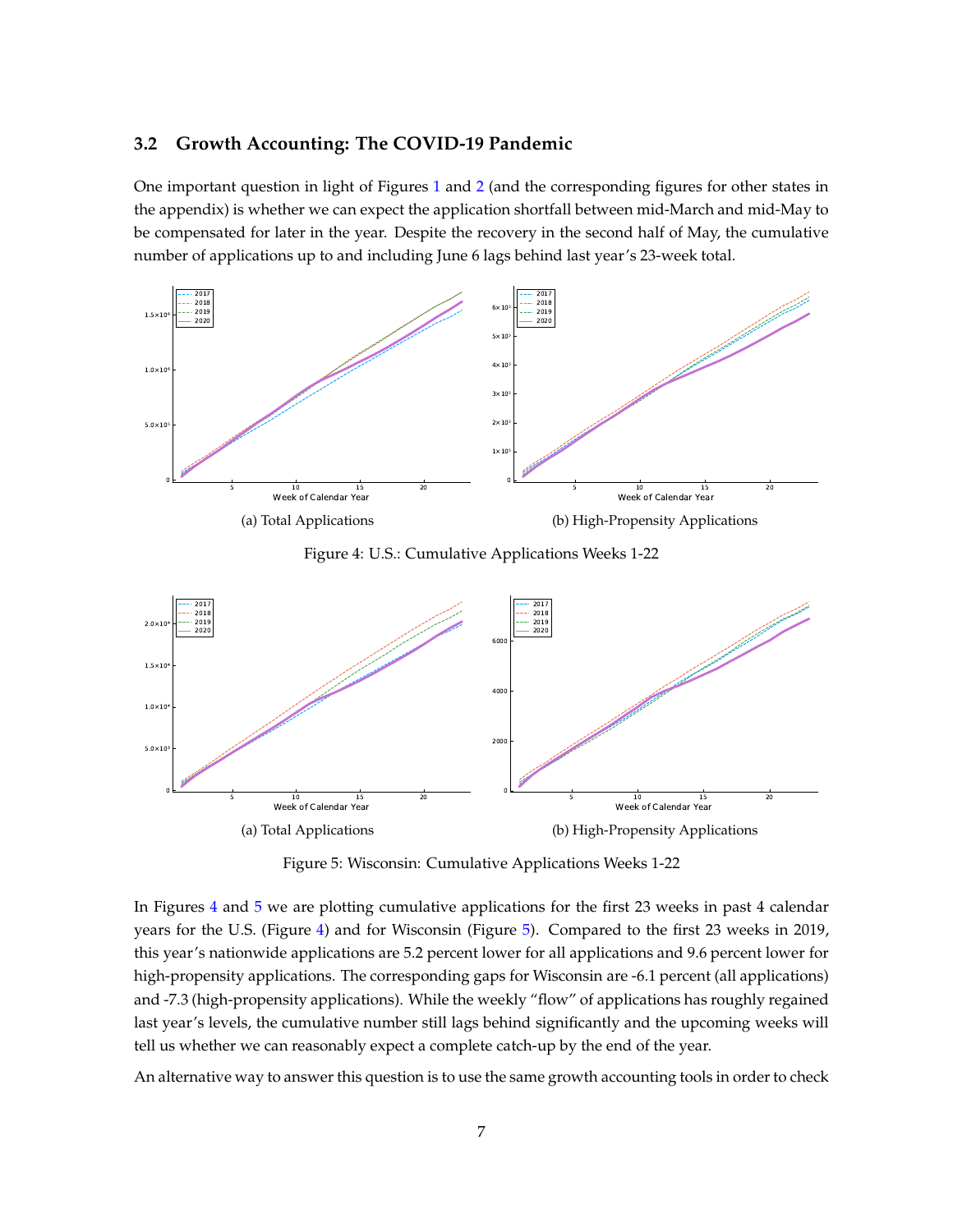### 3.2 Growth Accounting: The COVID-19 Pandemic

One important question in light of Figures 1 and 2 (and the corresponding figures for other states in the appendix) is whether we can expect the application shortfall between mid-March and mid-May to be compensated for later in the year. Despite the recovery in the second half of May, the cumulative number of applications up to and including June 6 lags behind last year's 23-week total.

(a) Total Applications

(b) High-Propensity Applications

Figure 4: U.S.: Cumulative Applications Weeks 1-22

(a) Total Applications

(b) High-Propensity Applications

Figure 5: Wisconsin: Cumulative Applications Weeks 1-22

In Figures 4 and 5 we are plotting cumulative applications for the first 23 weeks in past 4 calendar years for the U.S. (Figure 4) and for Wisconsin (Figure 5). Compared to the first 23 weeks in 2019, this year's nationwide applications are 5.2 percent lower for all applications and 9.6 percent lower for high-propensity applications. The corresponding gaps for Wisconsin are -6.1 percent (all applications) and -7.3 (high-propensity applications). While the weekly "flow" of applications has roughly regained last year's levels, the cumulative number still lags behind significantly and the upcoming weeks will tell us whether we can reasonably expect a complete catch-up by the end of the year.

An alternative way to answer this question is to use the same growth accounting tools in order to check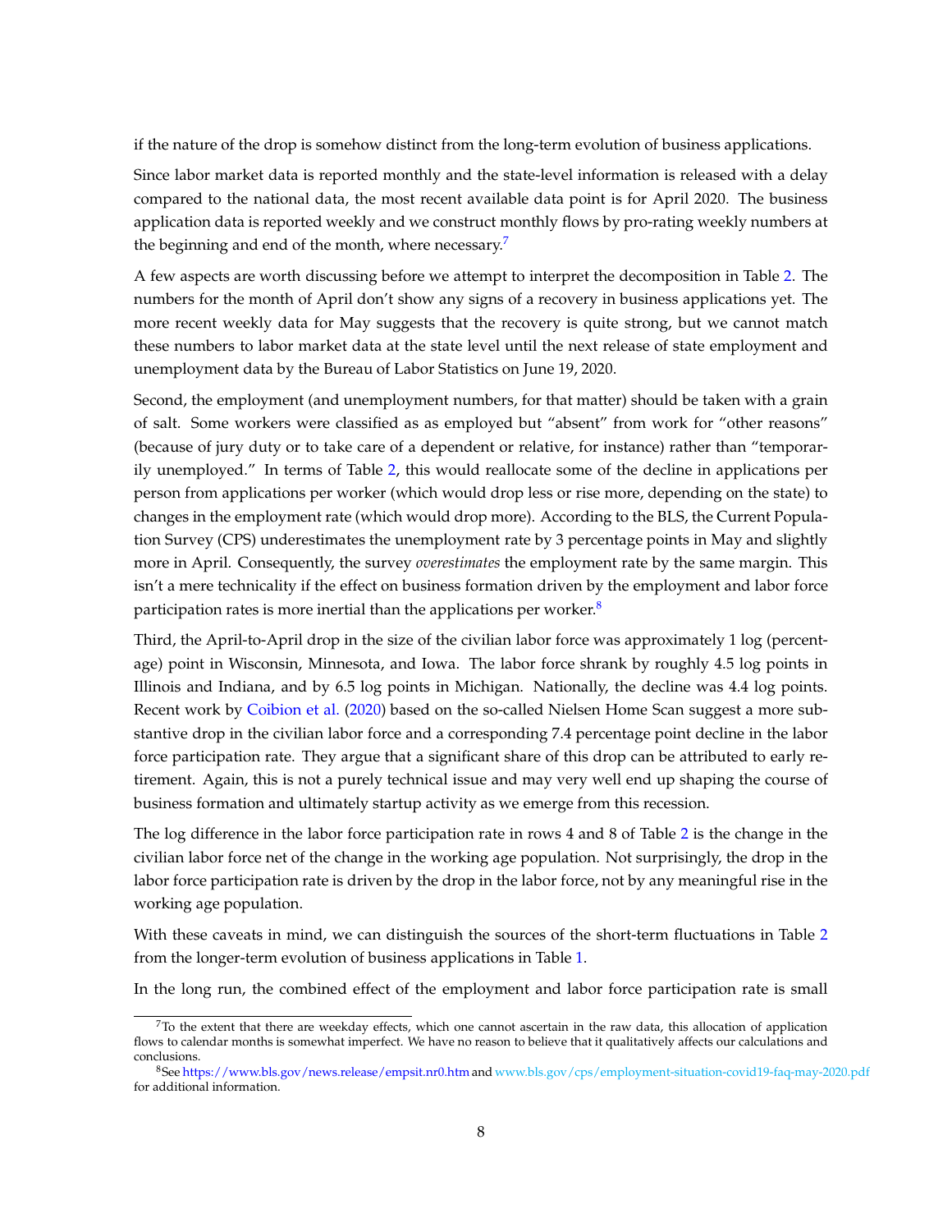if the nature of the drop is somehow distinct from the long-term evolution of business applications.

Since labor market data is reported monthly and the state-level information is released with a delay compared to the national data, the most recent available data point is for April 2020. The business application data is reported weekly and we construct monthly flows by pro-rating weekly numbers at the beginning and end of the month, where necessary.[7]

A few aspects are worth discussing before we attempt to interpret the decomposition in Table 2. The numbers for the month of April don't show any signs of a recovery in business applications yet. The more recent weekly data for May suggests that the recovery is quite strong, but we cannot match these numbers to labor market data at the state level until the next release of state employment and unemployment data by the Bureau of Labor Statistics on June 19, 2020.

Second, the employment (and unemployment numbers, for that matter) should be taken with a grain of salt. Some workers were classified as as employed but "absent" from work for "other reasons" (because of jury duty or to take care of a dependent or relative, for instance) rather than "temporarily unemployed." In terms of Table 2, this would reallocate some of the decline in applications per person from applications per worker (which would drop less or rise more, depending on the state) to changes in the employment rate (which would drop more). According to the BLS, the Current Population Survey (CPS) underestimates the unemployment rate by 3 percentage points in May and slightly more in April. Consequently, the survey *overestimates* the employment rate by the same margin. This isn't a mere technicality if the effect on business formation driven by the employment and labor force participation rates is more inertial than the applications per worker.[8]

Third, the April-to-April drop in the size of the civilian labor force was approximately 1 log (percentage) point in Wisconsin, Minnesota, and Iowa. The labor force shrank by roughly 4.5 log points in Illinois and Indiana, and by 6.5 log points in Michigan. Nationally, the decline was 4.4 log points. Recent work by Coibion et al. (2020) based on the so-called Nielsen Home Scan suggest a more substantive drop in the civilian labor force and a corresponding 7.4 percentage point decline in the labor force participation rate. They argue that a significant share of this drop can be attributed to early retirement. Again, this is not a purely technical issue and may very well end up shaping the course of business formation and ultimately startup activity as we emerge from this recession.

The log difference in the labor force participation rate in rows 4 and 8 of Table 2 is the change in the civilian labor force net of the change in the working age population. Not surprisingly, the drop in the labor force participation rate is driven by the drop in the labor force, not by any meaningful rise in the working age population.

With these caveats in mind, we can distinguish the sources of the short-term fluctuations in Table 2 from the longer-term evolution of business applications in Table 1.

In the long run, the combined effect of the employment and labor force participation rate is small

---

[7] To the extent that there are weekday effects, which one cannot ascertain in the raw data, this allocation of application flows to calendar months is somewhat imperfect. We have no reason to believe that it qualitatively affects our calculations and conclusions.

[8] See https://www.bls.gov/news.release/empsit.nr0.htm and www.bls.gov/cps/employment-situation-covid19-faq-may-2020.pdf for additional information.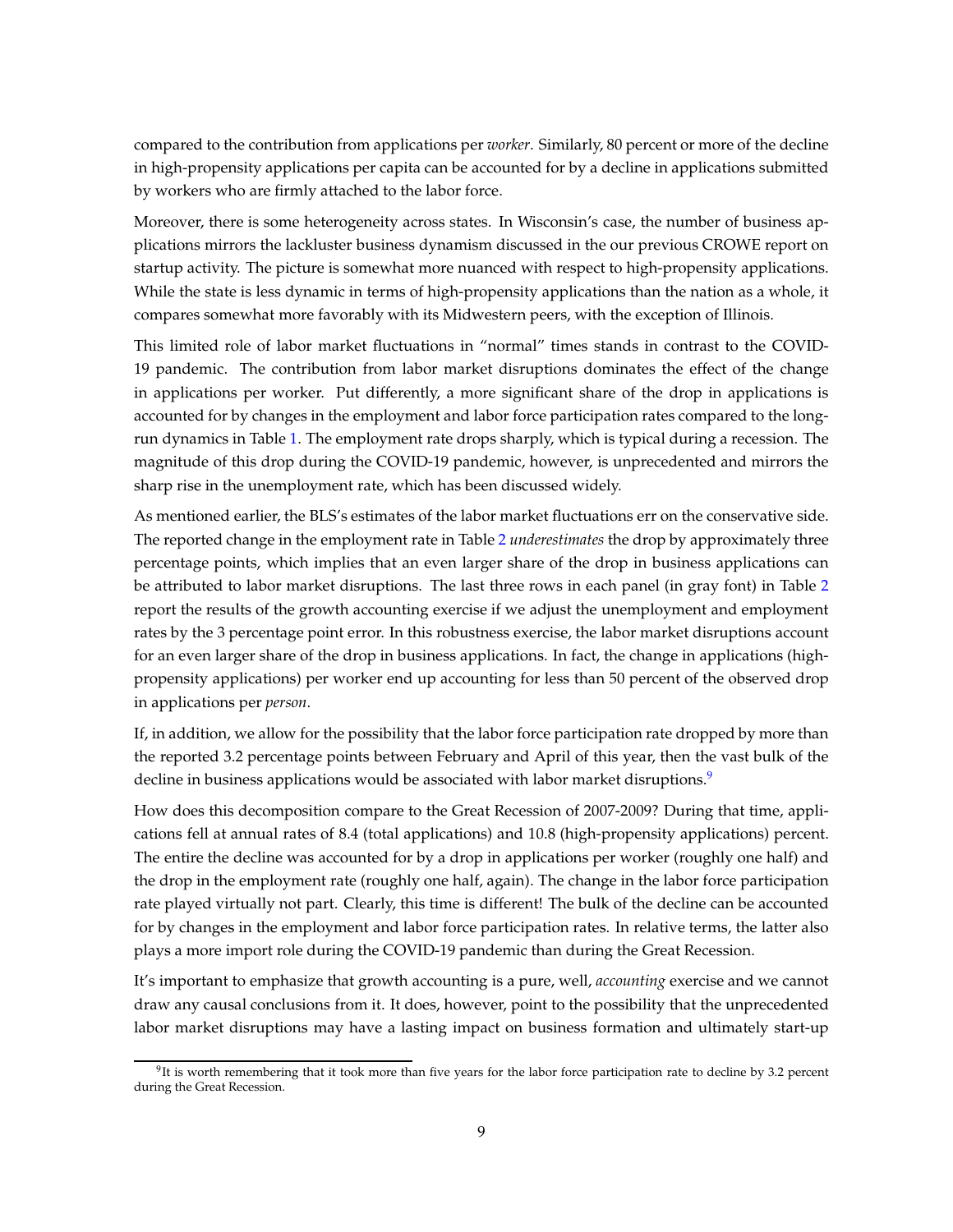compared to the contribution from applications per *worker*. Similarly, 80 percent or more of the decline in high-propensity applications per capita can be accounted for by a decline in applications submitted by workers who are firmly attached to the labor force.

Moreover, there is some heterogeneity across states. In Wisconsin's case, the number of business applications mirrors the lackluster business dynamism discussed in the our previous CROWE report on startup activity. The picture is somewhat more nuanced with respect to high-propensity applications. While the state is less dynamic in terms of high-propensity applications than the nation as a whole, it compares somewhat more favorably with its Midwestern peers, with the exception of Illinois.

This limited role of labor market fluctuations in "normal" times stands in contrast to the COVID-19 pandemic. The contribution from labor market disruptions dominates the effect of the change in applications per worker. Put differently, a more significant share of the drop in applications is accounted for by changes in the employment and labor force participation rates compared to the long-run dynamics in Table 1. The employment rate drops sharply, which is typical during a recession. The magnitude of this drop during the COVID-19 pandemic, however, is unprecedented and mirrors the sharp rise in the unemployment rate, which has been discussed widely.

As mentioned earlier, the BLS's estimates of the labor market fluctuations err on the conservative side. The reported change in the employment rate in Table 2 *underestimates* the drop by approximately three percentage points, which implies that an even larger share of the drop in business applications can be attributed to labor market disruptions. The last three rows in each panel (in gray font) in Table 2 report the results of the growth accounting exercise if we adjust the unemployment and employment rates by the 3 percentage point error. In this robustness exercise, the labor market disruptions account for an even larger share of the drop in business applications. In fact, the change in applications (high-propensity applications) per worker end up accounting for less than 50 percent of the observed drop in applications per *person*.

If, in addition, we allow for the possibility that the labor force participation rate dropped by more than the reported 3.2 percentage points between February and April of this year, then the vast bulk of the decline in business applications would be associated with labor market disruptions.[9]

How does this decomposition compare to the Great Recession of 2007-2009? During that time, applications fell at annual rates of 8.4 (total applications) and 10.8 (high-propensity applications) percent. The entire the decline was accounted for by a drop in applications per worker (roughly one half) and the drop in the employment rate (roughly one half, again). The change in the labor force participation rate played virtually not part. Clearly, this time is different! The bulk of the decline can be accounted for by changes in the employment and labor force participation rates. In relative terms, the latter also plays a more import role during the COVID-19 pandemic than during the Great Recession.

It's important to emphasize that growth accounting is a pure, well, *accounting* exercise and we cannot draw any causal conclusions from it. It does, however, point to the possibility that the unprecedented labor market disruptions may have a lasting impact on business formation and ultimately start-up

[9] It is worth remembering that it took more than five years for the labor force participation rate to decline by 3.2 percent during the Great Recession.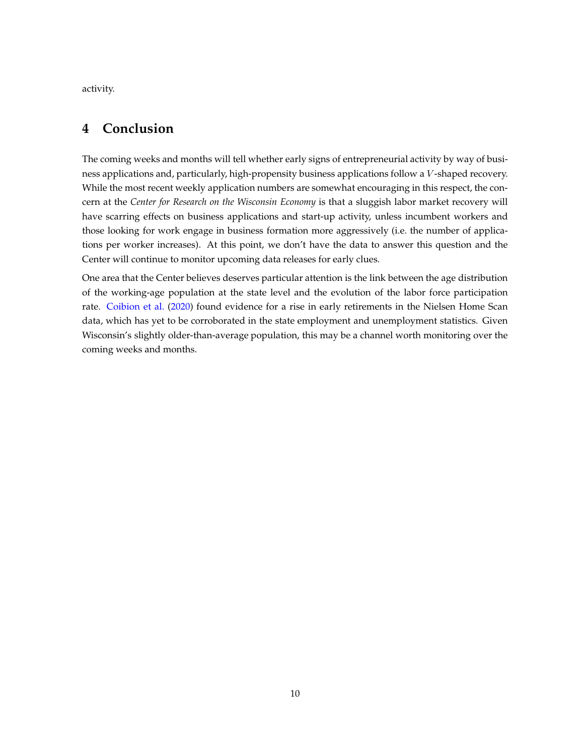activity.

## 4 Conclusion

The coming weeks and months will tell whether early signs of entrepreneurial activity by way of business applications and, particularly, high-propensity business applications follow a $V$-shaped recovery. While the most recent weekly application numbers are somewhat encouraging in this respect, the concern at the *Center for Research on the Wisconsin Economy* is that a sluggish labor market recovery will have scarring effects on business applications and start-up activity, unless incumbent workers and those looking for work engage in business formation more aggressively (i.e. the number of applications per worker increases). At this point, we don't have the data to answer this question and the Center will continue to monitor upcoming data releases for early clues.

One area that the Center believes deserves particular attention is the link between the age distribution of the working-age population at the state level and the evolution of the labor force participation rate. Coibion et al. (2020) found evidence for a rise in early retirements in the Nielsen Home Scan data, which has yet to be corroborated in the state employment and unemployment statistics. Given Wisconsin's slightly older-than-average population, this may be a channel worth monitoring over the coming weeks and months.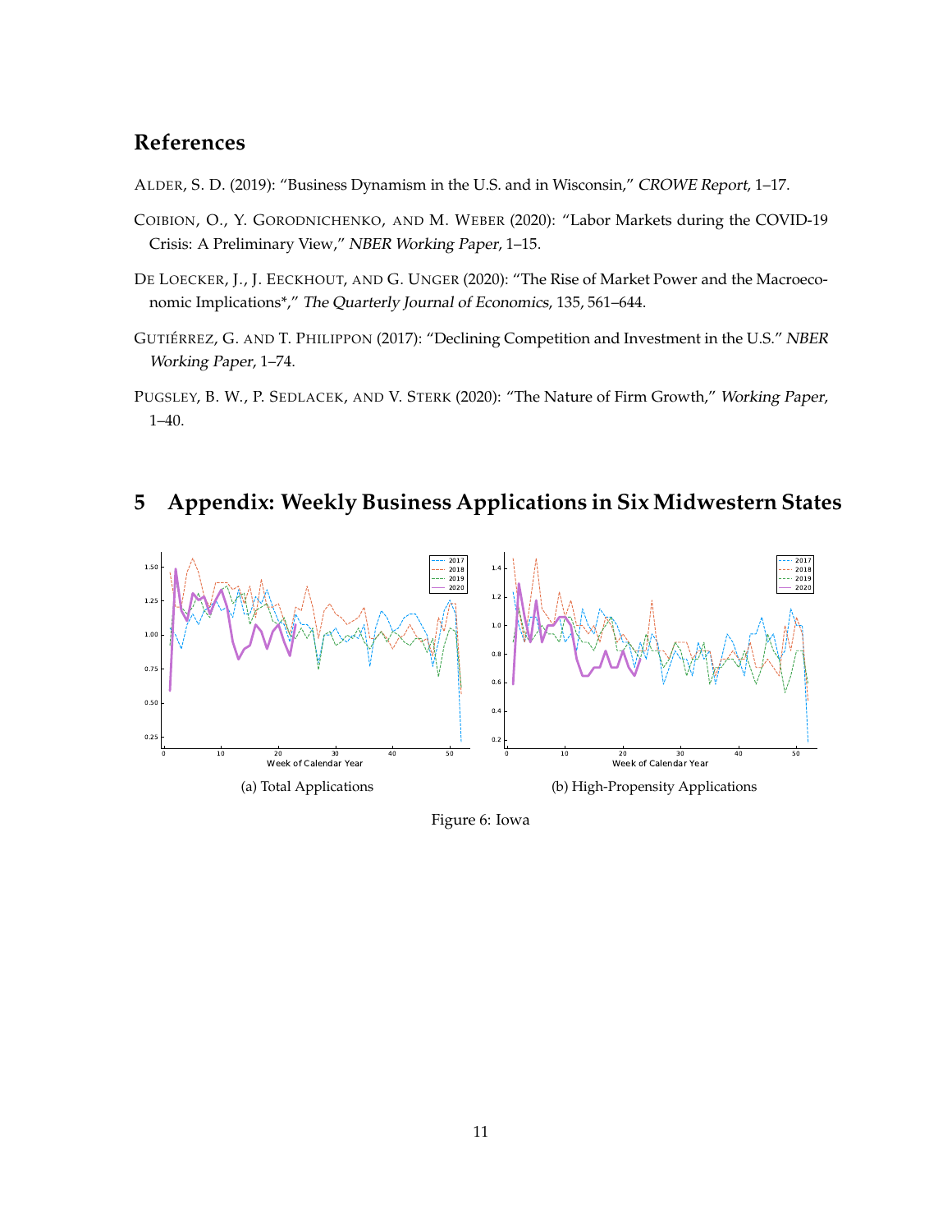# References

ALDER, S. D. (2019): "Business Dynamism in the U.S. and in Wisconsin," *CROWE Report*, 1–17.

COIBION, O., Y. GORODNICHENKO, AND M. WEBER (2020): "Labor Markets during the COVID-19 Crisis: A Preliminary View," *NBER Working Paper*, 1–15.

DE LOECKER, J., J. EECKHOUT, AND G. UNGER (2020): "The Rise of Market Power and the Macroeconomic Implications*," *The Quarterly Journal of Economics*, 135, 561–644.

GUTIÉRREZ, G. AND T. PHILIPPON (2017): "Declining Competition and Investment in the U.S." *NBER Working Paper*, 1–74.

PUGSLEY, B. W., P. SEDLACEK, AND V. STERK (2020): "The Nature of Firm Growth," *Working Paper*, 1–40.

# 5 Appendix: Weekly Business Applications in Six Midwestern States

(a) Total Applications

(b) High-Propensity Applications

Figure 6: Iowa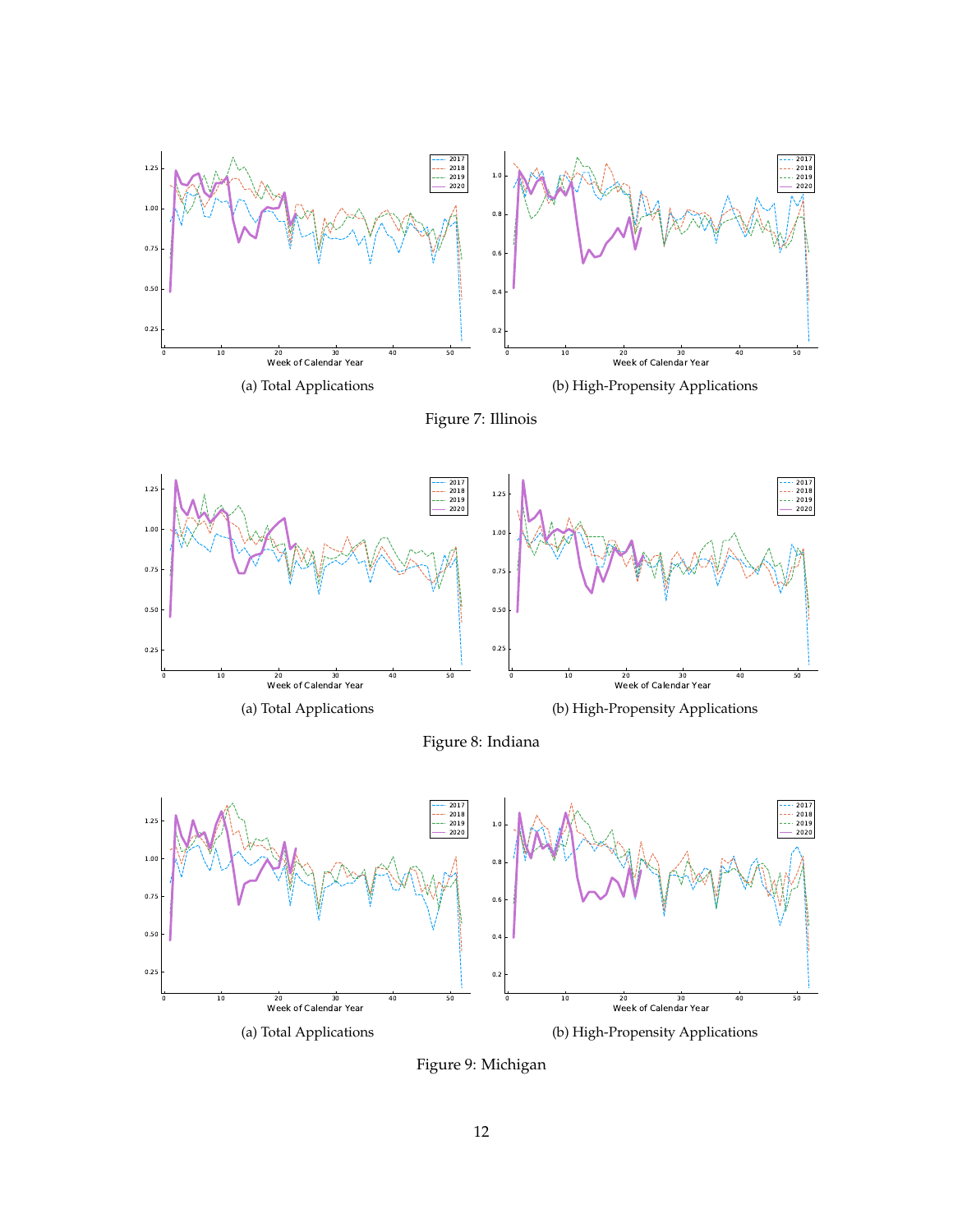(a) Total Applications

(b) High-Propensity Applications

Figure 7: Illinois

(a) Total Applications

(b) High-Propensity Applications

Figure 8: Indiana

(a) Total Applications

(b) High-Propensity Applications

Figure 9: Michigan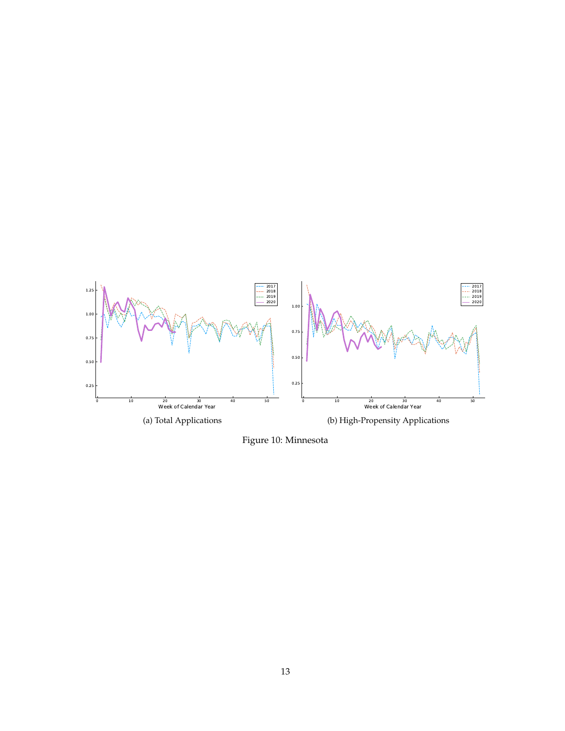1.25
1.00
0.75
0.50
0.25
0 10 20 30 40 50
Week of Calendar Year
2017
2018
2019
2020

(a) Total Applications

1.00
0.75
0.50
0.25
0 10 20 30 40 50
Week of Calendar Year
2017
2018
2019
2020

(b) High-Propensity Applications

Figure 10: Minnesota